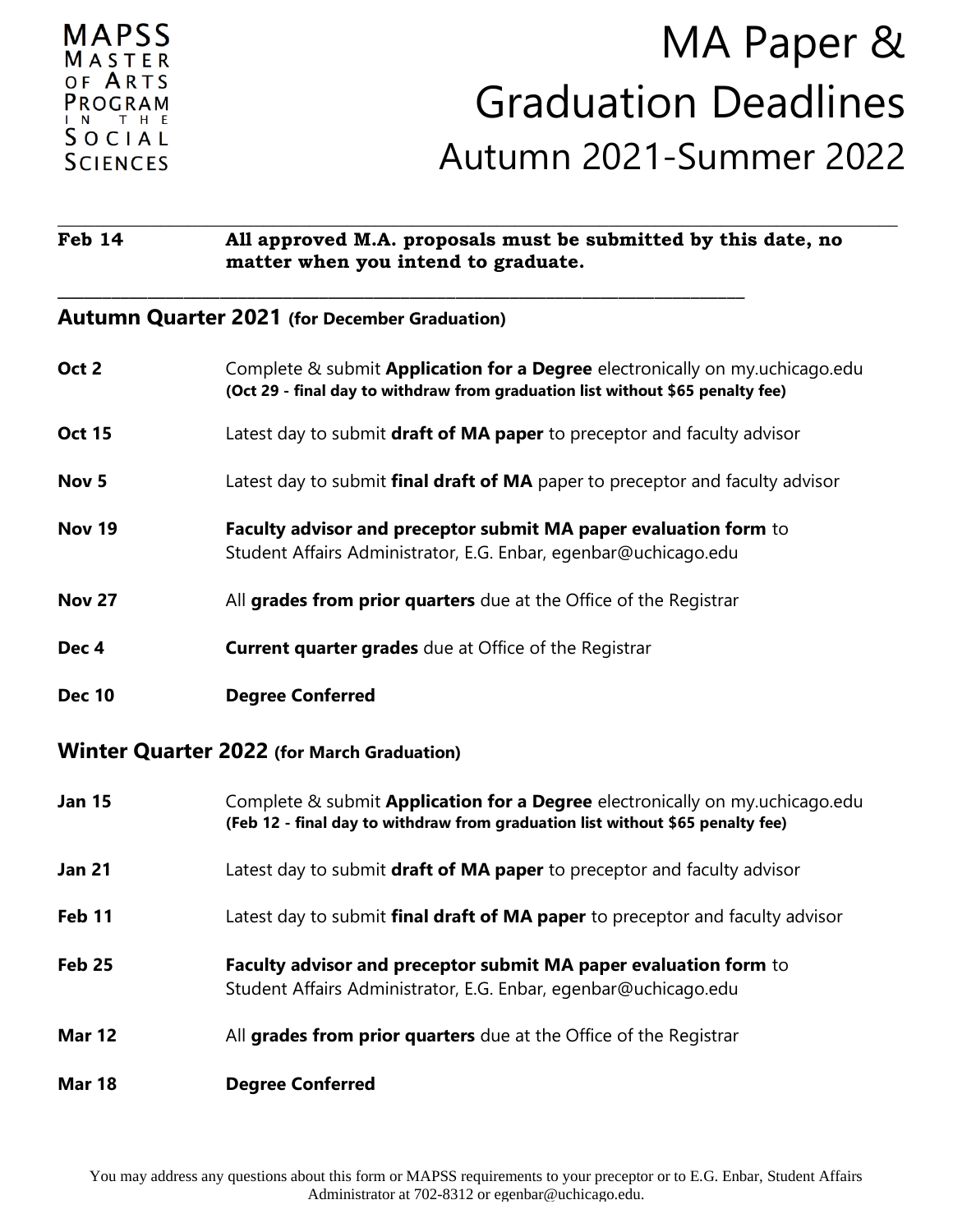MAPSS
MASTER OF ARTS PROGRAM IN THE SOCIAL SCIENCES

# MA Paper & Graduation Deadlines
## Autumn 2021-Summer 2022

---

**Feb 14** — **All approved M.A. proposals must be submitted by this date, no matter when you intend to graduate.**

---

## Autumn Quarter 2021 (for December Graduation)

**Oct 2** — Complete & submit **Application for a Degree** electronically on my.uchicago.edu
**(Oct 29 - final day to withdraw from graduation list without $65 penalty fee)**

**Oct 15** — Latest day to submit **draft of MA paper** to preceptor and faculty advisor

**Nov 5** — Latest day to submit **final draft of MA** paper to preceptor and faculty advisor

**Nov 19** — **Faculty advisor and preceptor submit MA paper evaluation form** to Student Affairs Administrator, E.G. Enbar, egenbar@uchicago.edu

**Nov 27** — All **grades from prior quarters** due at the Office of the Registrar

**Dec 4** — **Current quarter grades** due at Office of the Registrar

**Dec 10** — **Degree Conferred**

## Winter Quarter 2022 (for March Graduation)

**Jan 15** — Complete & submit **Application for a Degree** electronically on my.uchicago.edu
**(Feb 12 - final day to withdraw from graduation list without $65 penalty fee)**

**Jan 21** — Latest day to submit **draft of MA paper** to preceptor and faculty advisor

**Feb 11** — Latest day to submit **final draft of MA paper** to preceptor and faculty advisor

**Feb 25** — **Faculty advisor and preceptor submit MA paper evaluation form** to Student Affairs Administrator, E.G. Enbar, egenbar@uchicago.edu

**Mar 12** — All **grades from prior quarters** due at the Office of the Registrar

**Mar 18** — **Degree Conferred**

You may address any questions about this form or MAPSS requirements to your preceptor or to E.G. Enbar, Student Affairs Administrator at 702-8312 or egenbar@uchicago.edu.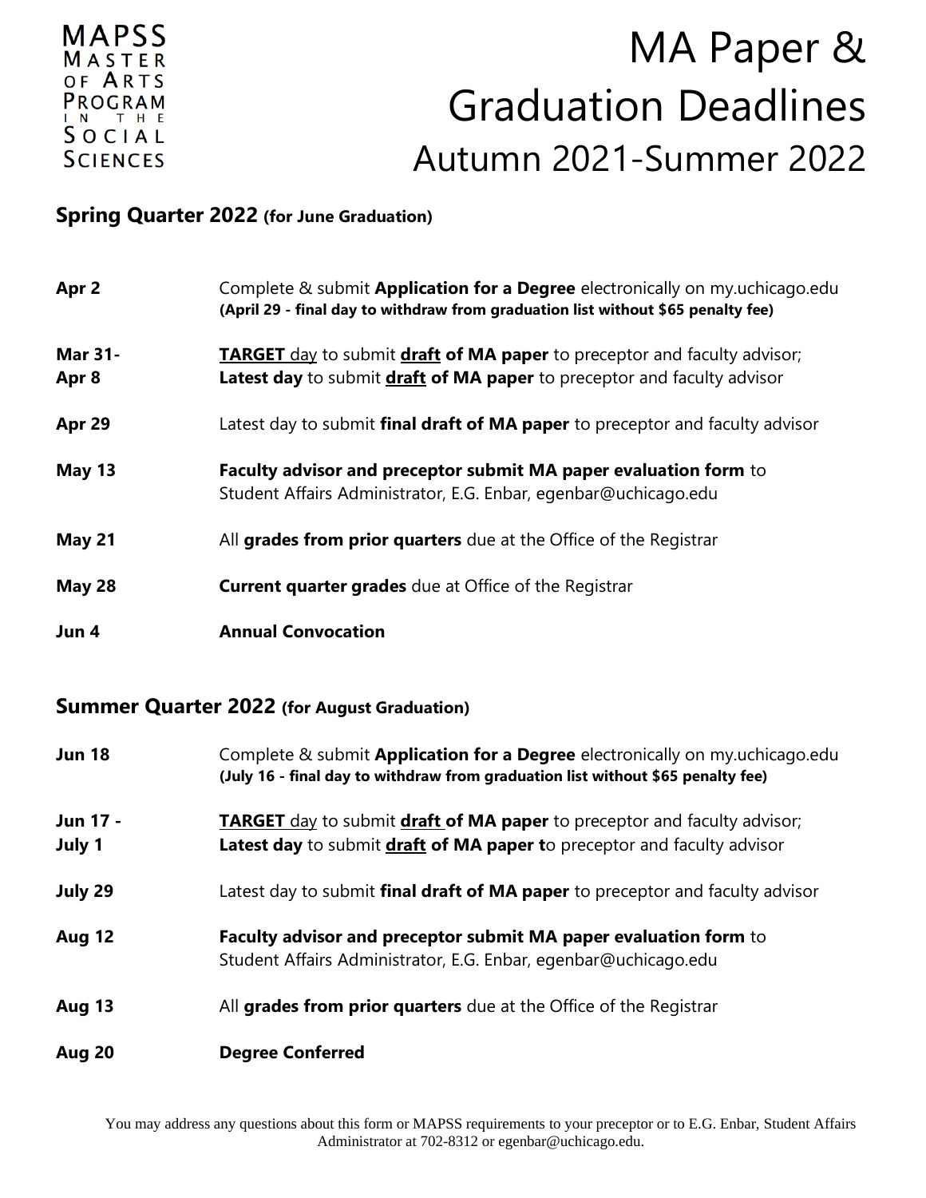MAPSS
MASTER OF ARTS PROGRAM IN THE SOCIAL SCIENCES

# MA Paper & Graduation Deadlines
## Autumn 2021-Summer 2022

### Spring Quarter 2022 (for June Graduation)

| | |
|---|---|
| **Apr 2** | Complete & submit **Application for a Degree** electronically on my.uchicago.edu **(April 29 - final day to withdraw from graduation list without $65 penalty fee)** |
| **Mar 31- Apr 8** | **TARGET** day to submit **draft of MA paper** to preceptor and faculty advisor; **Latest day** to submit **draft of MA paper** to preceptor and faculty advisor |
| **Apr 29** | Latest day to submit **final draft of MA paper** to preceptor and faculty advisor |
| **May 13** | **Faculty advisor and preceptor submit MA paper evaluation form** to Student Affairs Administrator, E.G. Enbar, egenbar@uchicago.edu |
| **May 21** | All **grades from prior quarters** due at the Office of the Registrar |
| **May 28** | **Current quarter grades** due at Office of the Registrar |
| **Jun 4** | **Annual Convocation** |

### Summer Quarter 2022 (for August Graduation)

| | |
|---|---|
| **Jun 18** | Complete & submit **Application for a Degree** electronically on my.uchicago.edu **(July 16 - final day to withdraw from graduation list without $65 penalty fee)** |
| **Jun 17 - July 1** | **TARGET** day to submit **draft of MA paper** to preceptor and faculty advisor; **Latest day** to submit **draft of MA paper** to preceptor and faculty advisor |
| **July 29** | Latest day to submit **final draft of MA paper** to preceptor and faculty advisor |
| **Aug 12** | **Faculty advisor and preceptor submit MA paper evaluation form** to Student Affairs Administrator, E.G. Enbar, egenbar@uchicago.edu |
| **Aug 13** | All **grades from prior quarters** due at the Office of the Registrar |
| **Aug 20** | **Degree Conferred** |

You may address any questions about this form or MAPSS requirements to your preceptor or to E.G. Enbar, Student Affairs Administrator at 702-8312 or egenbar@uchicago.edu.